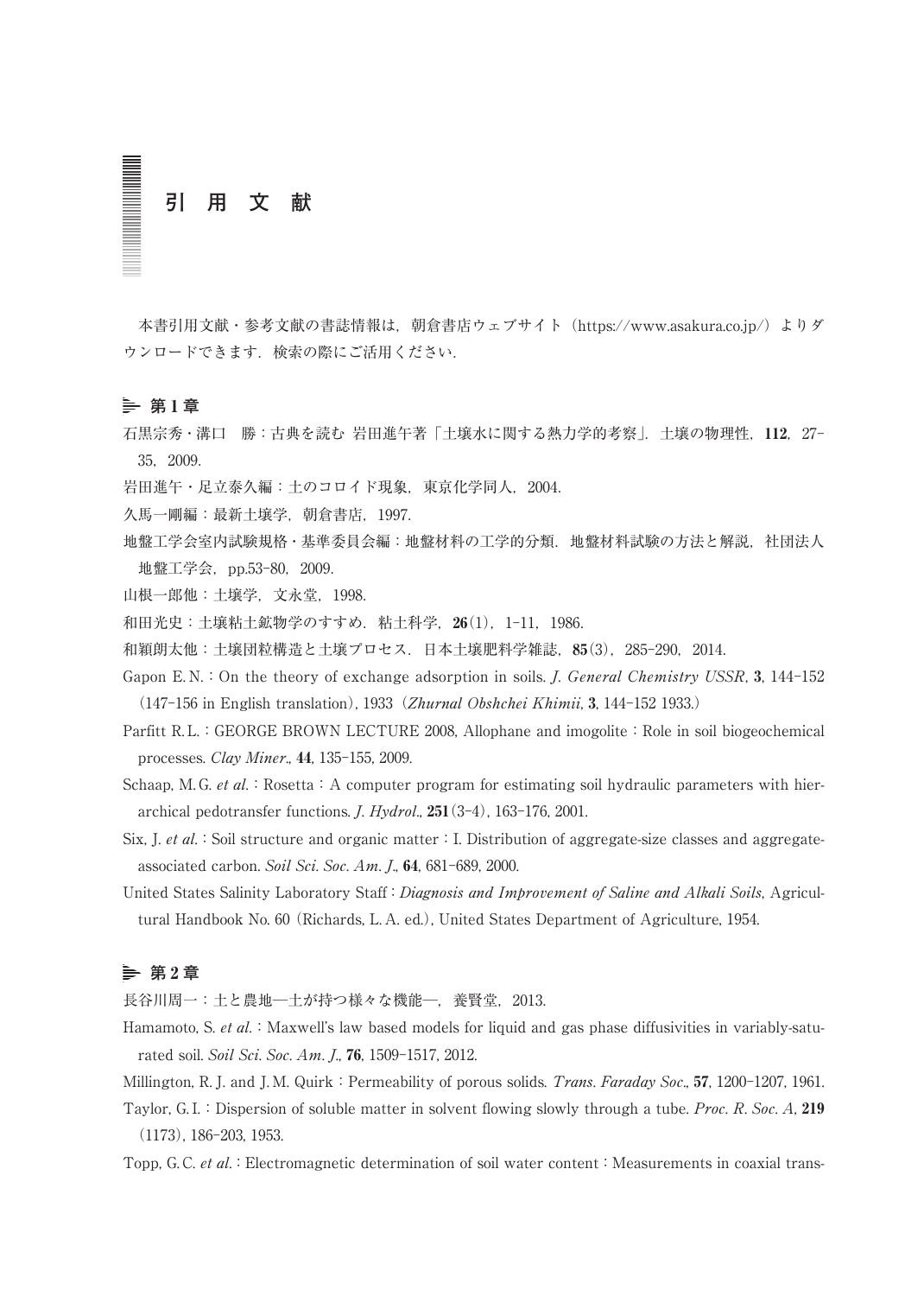# 引用文献

本書引用文献・参考文献の書誌情報は，朝倉書店ウェブサイト（https://www.asakura.co.jp/）よりダウンロードできます．検索の際にご活用ください．

## 第1章

石黒宗秀・溝口　勝：古典を読む 岩田進午著「土壌水に関する熱力学的考察」．土壌の物理性，**112**，27-35，2009.

岩田進午・足立泰久編：土のコロイド現象，東京化学同人，2004.

久馬一剛編：最新土壌学，朝倉書店，1997.

地盤工学会室内試験規格・基準委員会編：地盤材料の工学的分類．地盤材料試験の方法と解説，社団法人地盤工学会，pp.53-80，2009.

山根一郎他：土壌学，文永堂，1998.

和田光史：土壌粘土鉱物学のすすめ．粘土科学，**26**(1)，1-11，1986.

和穎朗太他：土壌団粒構造と土壌プロセス．日本土壌肥料学雑誌，**85**(3)，285-290，2014.

Gapon E. N.：On the theory of exchange adsorption in soils. *J. General Chemistry USSR*, **3**, 144-152 (147-156 in English translation), 1933 (*Zhurnal Obshchei Khimii*, **3**, 144-152 1933.)

Parfitt R. L.：GEORGE BROWN LECTURE 2008, Allophane and imogolite：Role in soil biogeochemical processes. *Clay Miner.*, **44**, 135-155, 2009.

Schaap, M. G. *et al.*：Rosetta：A computer program for estimating soil hydraulic parameters with hierarchical pedotransfer functions. *J. Hydrol.*, **251**(3-4), 163-176, 2001.

Six, J. *et al.*：Soil structure and organic matter：I. Distribution of aggregate-size classes and aggregate-associated carbon. *Soil Sci. Soc. Am. J.*, **64**, 681-689, 2000.

United States Salinity Laboratory Staff：*Diagnosis and Improvement of Saline and Alkali Soils*, Agricultural Handbook No. 60 (Richards, L. A. ed.), United States Department of Agriculture, 1954.

## 第2章

長谷川周一：土と農地―土が持つ様々な機能―，養賢堂，2013.

Hamamoto, S. *et al.*：Maxwell's law based models for liquid and gas phase diffusivities in variably-saturated soil. *Soil Sci. Soc. Am. J.*, **76**, 1509-1517, 2012.

Millington, R. J. and J. M. Quirk：Permeability of porous solids. *Trans. Faraday Soc.*, **57**, 1200-1207, 1961.

Taylor, G. I.：Dispersion of soluble matter in solvent flowing slowly through a tube. *Proc. R. Soc. A*, **219** (1173), 186-203, 1953.

Topp, G. C. *et al.*：Electromagnetic determination of soil water content：Measurements in coaxial trans-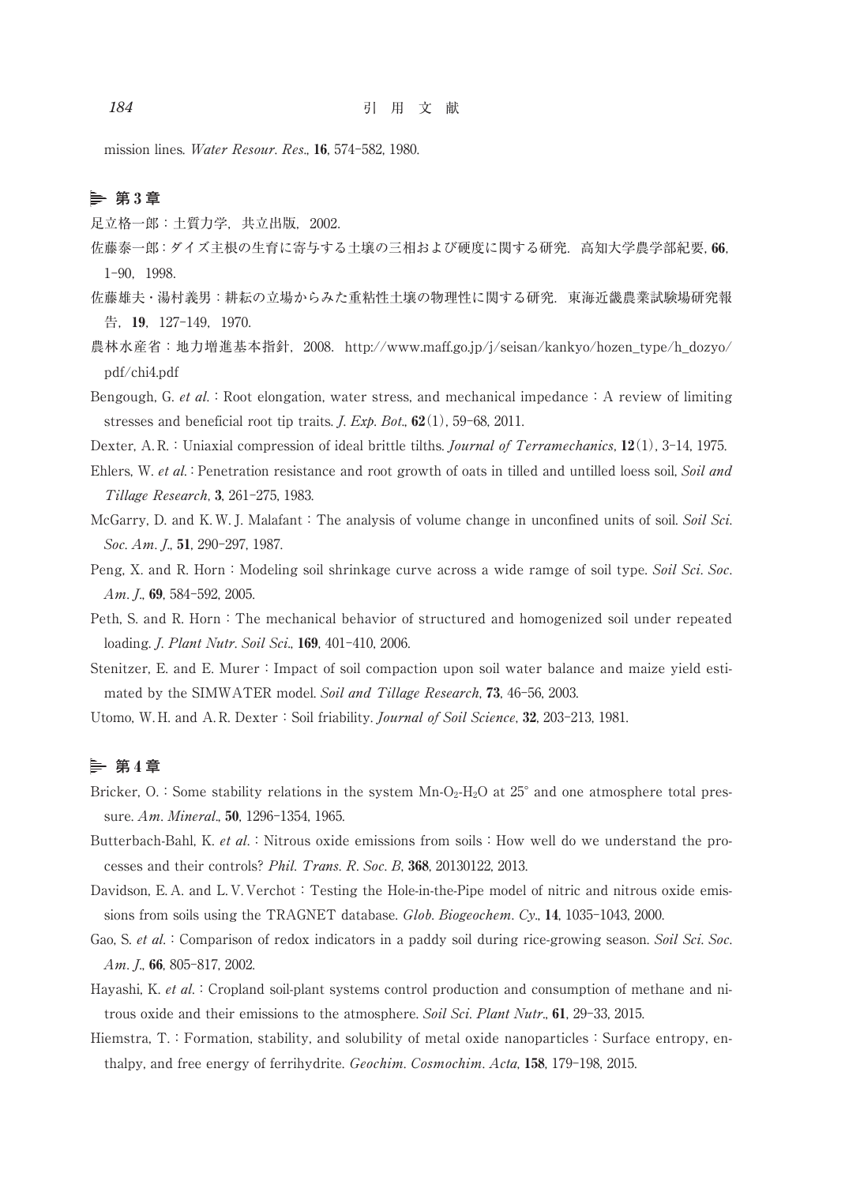mission lines. *Water Resour. Res.*, **16**, 574-582, 1980.

## 第 3 章

足立格一郎：土質力学，共立出版，2002.

佐藤泰一郎：ダイズ主根の生育に寄与する土壌の三相および硬度に関する研究．高知大学農学部紀要, **66**, 1-90，1998.

佐藤雄夫・湯村義男：耕耘の立場からみた重粘性土壌の物理性に関する研究．東海近畿農業試験場研究報告，**19**，127-149，1970.

農林水産省：地力増進基本指針，2008. http://www.maff.go.jp/j/seisan/kankyo/hozen_type/h_dozyo/pdf/chi4.pdf

Bengough, G. *et al.*：Root elongation, water stress, and mechanical impedance：A review of limiting stresses and beneficial root tip traits. *J. Exp. Bot.*, **62**(1), 59-68, 2011.

Dexter, A. R.：Uniaxial compression of ideal brittle tilths. *Journal of Terramechanics*, **12**(1), 3-14, 1975.

Ehlers, W. *et al.*：Penetration resistance and root growth of oats in tilled and untilled loess soil, *Soil and Tillage Research*, **3**, 261-275, 1983.

McGarry, D. and K. W. J. Malafant：The analysis of volume change in unconfined units of soil. *Soil Sci. Soc. Am. J.*, **51**, 290-297, 1987.

Peng, X. and R. Horn：Modeling soil shrinkage curve across a wide ramge of soil type. *Soil Sci. Soc. Am. J.*, **69**, 584-592, 2005.

Peth, S. and R. Horn：The mechanical behavior of structured and homogenized soil under repeated loading. *J. Plant Nutr. Soil Sci.*, **169**, 401-410, 2006.

Stenitzer, E. and E. Murer：Impact of soil compaction upon soil water balance and maize yield estimated by the SIMWATER model. *Soil and Tillage Research*, **73**, 46-56, 2003.

Utomo, W. H. and A. R. Dexter：Soil friability. *Journal of Soil Science*, **32**, 203-213, 1981.

## 第 4 章

Bricker, O.：Some stability relations in the system Mn-$O_2$-$H_2O$ at 25° and one atmosphere total pressure. *Am. Mineral.*, **50**, 1296-1354, 1965.

Butterbach-Bahl, K. *et al.*：Nitrous oxide emissions from soils：How well do we understand the processes and their controls? *Phil. Trans. R. Soc. B*, **368**, 20130122, 2013.

Davidson, E. A. and L. V. Verchot：Testing the Hole-in-the-Pipe model of nitric and nitrous oxide emissions from soils using the TRAGNET database. *Glob. Biogeochem. Cy.*, **14**, 1035-1043, 2000.

Gao, S. *et al.*：Comparison of redox indicators in a paddy soil during rice-growing season. *Soil Sci. Soc. Am. J.*, **66**, 805-817, 2002.

Hayashi, K. *et al.*：Cropland soil-plant systems control production and consumption of methane and nitrous oxide and their emissions to the atmosphere. *Soil Sci. Plant Nutr.*, **61**, 29-33, 2015.

Hiemstra, T.：Formation, stability, and solubility of metal oxide nanoparticles：Surface entropy, enthalpy, and free energy of ferrihydrite. *Geochim. Cosmochim. Acta*, **158**, 179-198, 2015.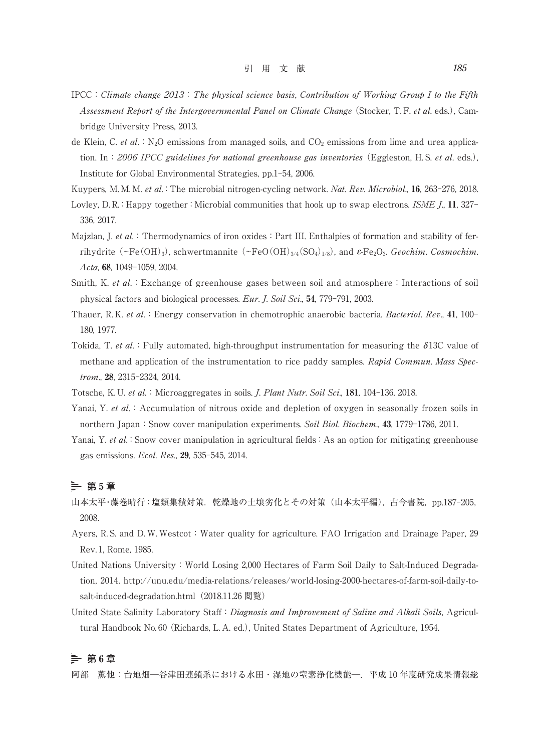IPCC : *Climate change 2013 : The physical science basis, Contribution of Working Group I to the Fifth Assessment Report of the Intergovernmental Panel on Climate Change* (Stocker, T. F. *et al.* eds.), Cambridge University Press, 2013.

de Klein, C. *et al.* : $N_2O$ emissions from managed soils, and $CO_2$ emissions from lime and urea application. In : *2006 IPCC guidelines for national greenhouse gas inventories* (Eggleston, H. S. *et al.* eds.), Institute for Global Environmental Strategies, pp.1-54, 2006.

Kuypers, M. M. M. *et al.* : The microbial nitrogen-cycling network. *Nat. Rev. Microbiol.*, **16**, 263-276, 2018.

Lovley, D. R. : Happy together : Microbial communities that hook up to swap electrons. *ISME J.*, **11**, 327-336, 2017.

Majzlan, J. *et al.* : Thermodynamics of iron oxides : Part III. Enthalpies of formation and stability of ferrihydrite ($\sim Fe(OH)_3$), schwertmannite ($\sim FeO(OH)_{3/4}(SO_4)_{1/8}$), and $\varepsilon$-$Fe_2O_3$. *Geochim. Cosmochim. Acta*, **68**, 1049-1059, 2004.

Smith, K. *et al.* : Exchange of greenhouse gases between soil and atmosphere : Interactions of soil physical factors and biological processes. *Eur. J. Soil Sci.*, **54**, 779-791, 2003.

Thauer, R. K. *et al.* : Energy conservation in chemotrophic anaerobic bacteria. *Bacteriol. Rev.*, **41**, 100-180, 1977.

Tokida, T. *et al.* : Fully automated, high-throughput instrumentation for measuring the $\delta$13C value of methane and application of the instrumentation to rice paddy samples. *Rapid Commun. Mass Spectrom.*, **28**, 2315-2324, 2014.

Totsche, K. U. *et al.* : Microaggregates in soils. *J. Plant Nutr. Soil Sci.*, **181**, 104-136, 2018.

Yanai, Y. *et al.* : Accumulation of nitrous oxide and depletion of oxygen in seasonally frozen soils in northern Japan : Snow cover manipulation experiments. *Soil Biol. Biochem.*, **43**, 1779-1786, 2011.

Yanai, Y. *et al.* : Snow cover manipulation in agricultural fields : As an option for mitigating greenhouse gas emissions. *Ecol. Res.*, **29**, 535-545, 2014.

## 第 5 章

山本太平・藤巻晴行：塩類集積対策．乾燥地の土壌劣化とその対策（山本太平編），古今書院，pp.187-205, 2008.

Ayers, R. S. and D. W. Westcot : Water quality for agriculture. FAO Irrigation and Drainage Paper, 29 Rev. 1, Rome, 1985.

United Nations University : World Losing 2,000 Hectares of Farm Soil Daily to Salt-Induced Degradation, 2014. http://unu.edu/media-relations/releases/world-losing-2000-hectares-of-farm-soil-daily-to-salt-induced-degradation.html（2018.11.26 閲覧）

United State Salinity Laboratory Staff : *Diagnosis and Improvement of Saline and Alkali Soils*, Agricultural Handbook No. 60 (Richards, L. A. ed.), United States Department of Agriculture, 1954.

## 第 6 章

阿部　薫他：台地畑—谷津田連鎖系における水田・湿地の窒素浄化機能—．平成 10 年度研究成果情報総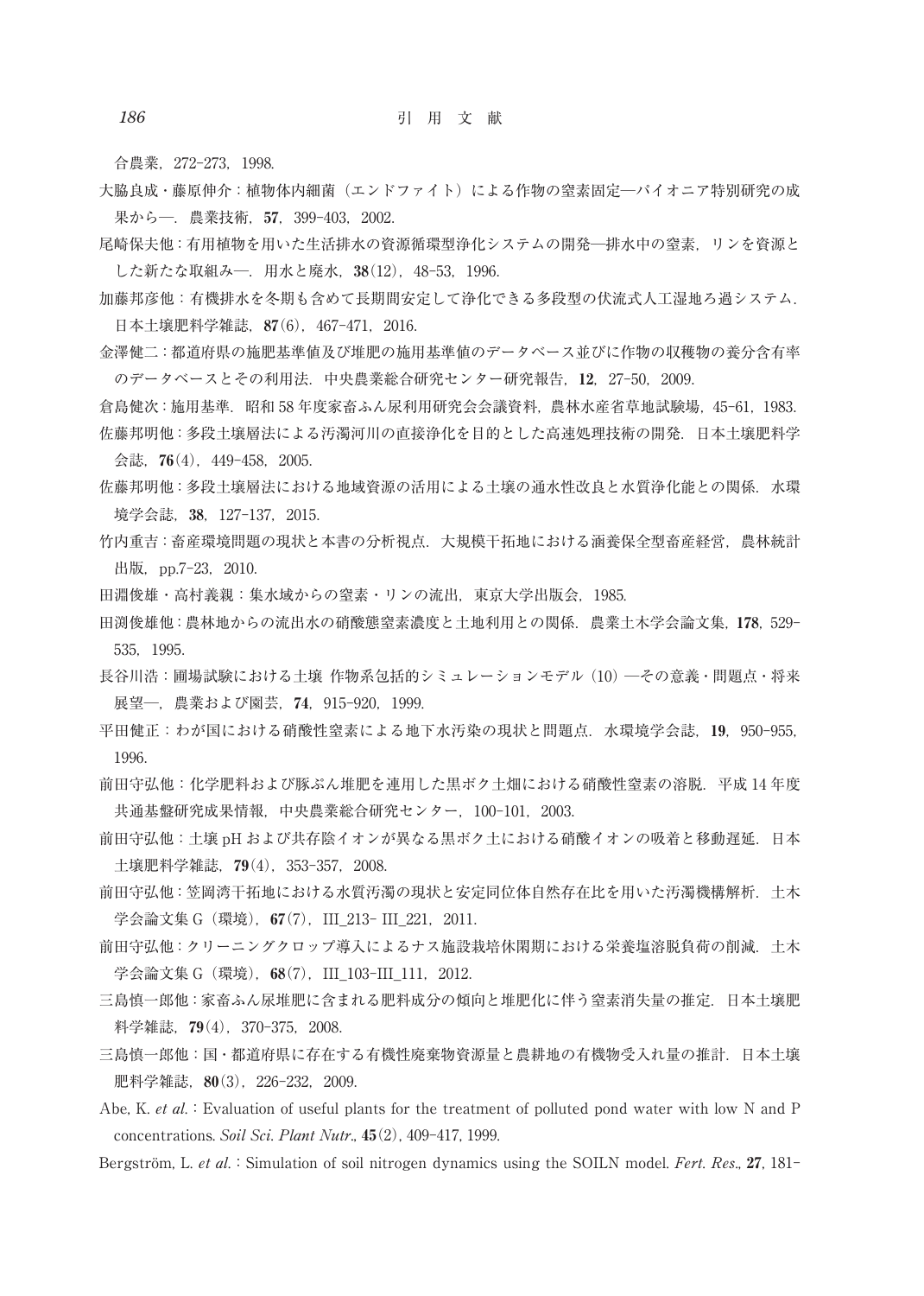合農業，272-273，1998.

大脇良成・藤原伸介：植物体内細菌（エンドファイト）による作物の窒素固定―パイオニア特別研究の成果から―．農業技術，**57**，399-403，2002.

尾崎保夫他：有用植物を用いた生活排水の資源循環型浄化システムの開発―排水中の窒素，リンを資源とした新たな取組み―．用水と廃水，**38**(12)，48-53，1996.

加藤邦彦他：有機排水を冬期も含めて長期間安定して浄化できる多段型の伏流式人工湿地ろ過システム．日本土壌肥料学雑誌，**87**(6)，467-471，2016.

金澤健二：都道府県の施肥基準値及び堆肥の施用基準値のデータベース並びに作物の収穫物の養分含有率のデータベースとその利用法．中央農業総合研究センター研究報告，**12**，27-50，2009.

倉島健次：施用基準．昭和58年度家畜ふん尿利用研究会会議資料，農林水産省草地試験場，45-61，1983.

佐藤邦明他：多段土壌層法による汚濁河川の直接浄化を目的とした高速処理技術の開発．日本土壌肥料学会誌，**76**(4)，449-458，2005.

佐藤邦明他：多段土壌層法における地域資源の活用による土壌の通水性改良と水質浄化能との関係．水環境学会誌，**38**，127-137，2015.

竹内重吉：畜産環境問題の現状と本書の分析視点．大規模干拓地における涵養保全型畜産経営，農林統計出版，pp.7-23，2010.

田淵俊雄・高村義親：集水域からの窒素・リンの流出，東京大学出版会，1985.

田渕俊雄他：農林地からの流出水の硝酸態窒素濃度と土地利用との関係．農業土木学会論文集，**178**，529-535，1995.

長谷川浩：圃場試験における土壌 作物系包括的シミュレーションモデル（10）―その意義・問題点・将来展望―，農業および園芸，**74**，915-920，1999.

平田健正：わが国における硝酸性窒素による地下水汚染の現状と問題点．水環境学会誌，**19**，950-955，1996.

前田守弘他：化学肥料および豚ぷん堆肥を連用した黒ボク土畑における硝酸性窒素の溶脱．平成14年度共通基盤研究成果情報，中央農業総合研究センター，100-101，2003.

前田守弘他：土壌pHおよび共存陰イオンが異なる黒ボク土における硝酸イオンの吸着と移動遅延．日本土壌肥料学雑誌，**79**(4)，353-357，2008.

前田守弘他：笠岡湾干拓地における水質汚濁の現状と安定同位体自然存在比を用いた汚濁機構解析．土木学会論文集G（環境），**67**(7)，III_213- III_221，2011.

前田守弘他：クリーニングクロップ導入によるナス施設栽培休閑期における栄養塩溶脱負荷の削減．土木学会論文集G（環境），**68**(7)，III_103-III_111，2012.

三島慎一郎他：家畜ふん尿堆肥に含まれる肥料成分の傾向と堆肥化に伴う窒素消失量の推定．日本土壌肥料学雑誌，**79**(4)，370-375，2008.

三島慎一郎他：国・都道府県に存在する有機性廃棄物資源量と農耕地の有機物受入れ量の推計．日本土壌肥料学雑誌，**80**(3)，226-232，2009.

Abe, K. *et al.*：Evaluation of useful plants for the treatment of polluted pond water with low N and P concentrations. *Soil Sci. Plant Nutr.*, **45**(2), 409-417, 1999.

Bergström, L. *et al.*：Simulation of soil nitrogen dynamics using the SOILN model. *Fert. Res.*, **27**, 181-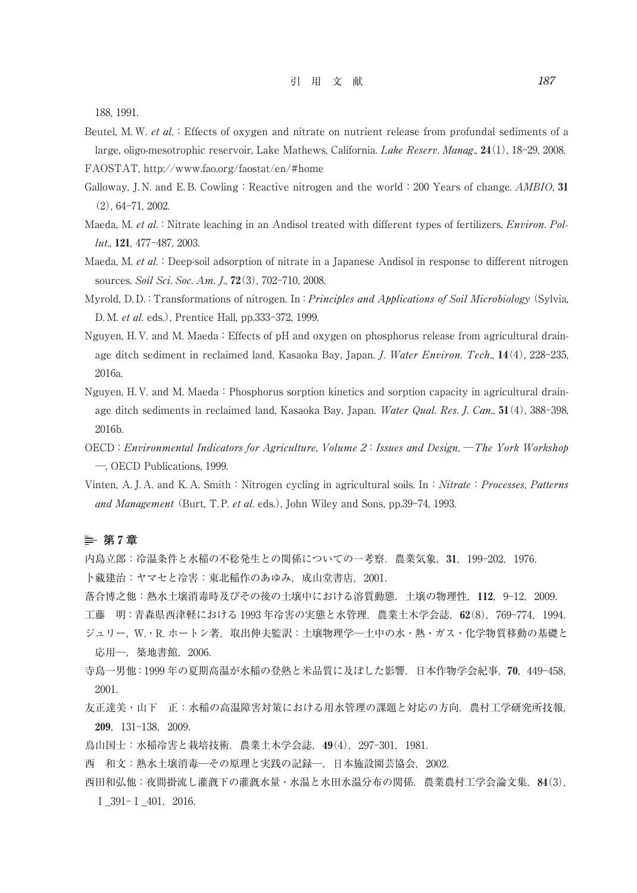188, 1991.

Beutel, M. W. *et al.*：Effects of oxygen and nitrate on nutrient release from profundal sediments of a large, oligo-mesotrophic reservoir, Lake Mathews, California. *Lake Reserv. Manag.*, **24**(1), 18–29, 2008.

FAOSTAT, http://www.fao.org/faostat/en/#home

Galloway, J. N. and E. B. Cowling：Reactive nitrogen and the world：200 Years of change. *AMBIO*, **31** (2), 64–71, 2002.

Maeda, M. *et al.*：Nitrate leaching in an Andisol treated with different types of fertilizers. *Environ. Pollut.*, **121**, 477–487, 2003.

Maeda, M. *et al.*：Deep-soil adsorption of nitrate in a Japanese Andisol in response to different nitrogen sources. *Soil Sci. Soc. Am. J.*, **72**(3), 702–710, 2008.

Myrold, D. D.：Transformations of nitrogen. In：*Principles and Applications of Soil Microbiology* (Sylvia, D. M. *et al.* eds.), Prentice Hall, pp.333–372, 1999.

Nguyen, H. V. and M. Maeda：Effects of pH and oxygen on phosphorus release from agricultural drainage ditch sediment in reclaimed land, Kasaoka Bay, Japan. *J. Water Environ. Tech.*, **14**(4), 228–235, 2016a.

Nguyen, H. V. and M. Maeda：Phosphorus sorption kinetics and sorption capacity in agricultural drainage ditch sediments in reclaimed land, Kasaoka Bay, Japan. *Water Qual. Res. J. Can.*, **51**(4), 388–398, 2016b.

OECD：*Environmental Indicators for Agriculture, Volume 2：Issues and Design,—The York Workshop*—, OECD Publications, 1999.

Vinten, A. J. A. and K. A. Smith：Nitrogen cycling in agricultural soils. In：*Nitrate：Processes, Patterns and Management* (Burt, T. P. *et al.* eds.), John Wiley and Sons, pp.39–74, 1993.

## 第 7 章

内島立郎：冷温条件と水稲の不稔発生との関係についての一考察．農業気象，**31**，199–202，1976.

卜藏建治：ヤマセと冷害：東北稲作のあゆみ，成山堂書店，2001.

落合博之他：熱水土壌消毒時及びその後の土壌中における溶質動態．土壌の物理性，**112**，9–12，2009.

工藤　明：青森県西津軽における 1993 年冷害の実態と水管理．農業土木学会誌，**62**(8)，769–774，1994.

ジュリー，W.・R. ホートン著，取出伸夫監訳：土壌物理学—土中の水・熱・ガス・化学物質移動の基礎と応用—，築地書館，2006.

寺島一男他：1999 年の夏期高温が水稲の登熟と米品質に及ぼした影響．日本作物学会紀事，**70**，449–458，2001.

友正達美・山下　正：水稲の高温障害対策における用水管理の課題と対応の方向．農村工学研究所技報，**209**，131–138，2009.

鳥山国士：水稲冷害と栽培技術．農業土木学会誌，**49**(4)，297–301，1981.

西　和文：熱水土壌消毒—その原理と実践の記録—，日本施設園芸協会，2002.

西田和弘他：夜間掛流し灌漑下の灌漑水量・水温と水田水温分布の関係．農業農村工学会論文集，**84**(3)，Ⅰ_391–Ⅰ_401，2016.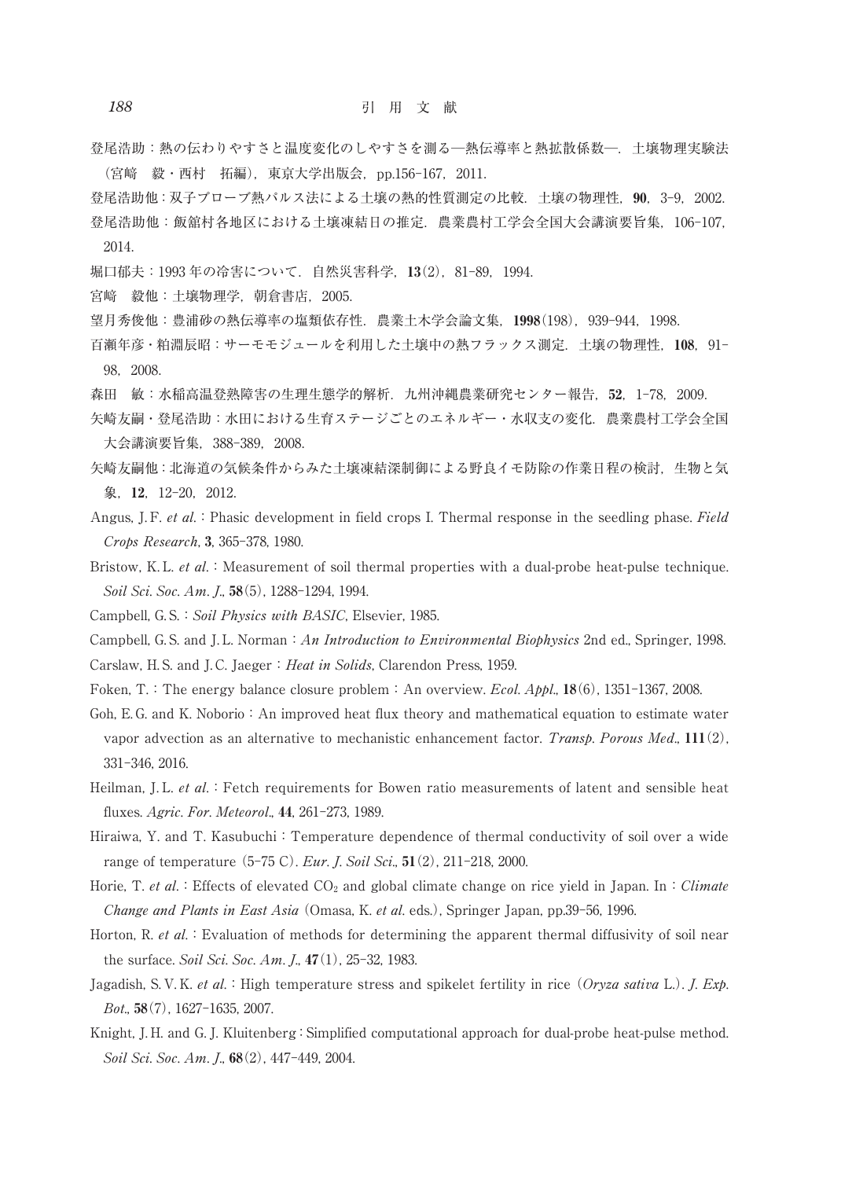登尾浩助：熱の伝わりやすさと温度変化のしやすさを測る―熱伝導率と熱拡散係数―．土壌物理実験法（宮﨑　毅・西村　拓編），東京大学出版会，pp.156–167，2011.

登尾浩助他：双子プローブ熱パルス法による土壌の熱的性質測定の比較．土壌の物理性，**90**，3–9，2002.

登尾浩助他：飯舘村各地区における土壌凍結日の推定．農業農村工学会全国大会講演要旨集，106–107，2014.

堀口郁夫：1993 年の冷害について．自然災害科学，**13**(2)，81–89，1994.

宮﨑　毅他：土壌物理学，朝倉書店，2005.

望月秀俊他：豊浦砂の熱伝導率の塩類依存性．農業土木学会論文集，**1998**(198)，939–944，1998.

百瀬年彦・粕淵辰昭：サーモモジュールを利用した土壌中の熱フラックス測定．土壌の物理性，**108**，91–98，2008.

森田　敏：水稲高温登熟障害の生理生態学的解析．九州沖縄農業研究センター報告，**52**，1–78，2009.

矢崎友嗣・登尾浩助：水田における生育ステージごとのエネルギー・水収支の変化．農業農村工学会全国大会講演要旨集，388–389，2008.

矢崎友嗣他：北海道の気候条件からみた土壌凍結深制御による野良イモ防除の作業日程の検討，生物と気象，**12**，12–20，2012.

Angus, J. F. *et al.*：Phasic development in field crops I. Thermal response in the seedling phase. *Field Crops Research*, **3**, 365–378, 1980.

Bristow, K. L. *et al.*：Measurement of soil thermal properties with a dual-probe heat-pulse technique. *Soil Sci. Soc. Am. J.*, **58**(5), 1288–1294, 1994.

Campbell, G. S.：*Soil Physics with BASIC*, Elsevier, 1985.

Campbell, G. S. and J. L. Norman：*An Introduction to Environmental Biophysics* 2nd ed., Springer, 1998.

Carslaw, H. S. and J. C. Jaeger：*Heat in Solids*, Clarendon Press, 1959.

Foken, T.：The energy balance closure problem：An overview. *Ecol. Appl.*, **18**(6), 1351–1367, 2008.

Goh, E. G. and K. Noborio：An improved heat flux theory and mathematical equation to estimate water vapor advection as an alternative to mechanistic enhancement factor. *Transp. Porous Med.*, **111**(2), 331–346, 2016.

Heilman, J. L. *et al.*：Fetch requirements for Bowen ratio measurements of latent and sensible heat fluxes. *Agric. For. Meteorol.*, **44**, 261–273, 1989.

Hiraiwa, Y. and T. Kasubuchi：Temperature dependence of thermal conductivity of soil over a wide range of temperature (5–75 C). *Eur. J. Soil Sci.*, **51**(2), 211–218, 2000.

Horie, T. *et al.*：Effects of elevated $CO_2$ and global climate change on rice yield in Japan. In：*Climate Change and Plants in East Asia* (Omasa, K. *et al.* eds.), Springer Japan, pp.39–56, 1996.

Horton, R. *et al.*：Evaluation of methods for determining the apparent thermal diffusivity of soil near the surface. *Soil Sci. Soc. Am. J.*, **47**(1), 25–32, 1983.

Jagadish, S. V. K. *et al.*：High temperature stress and spikelet fertility in rice (*Oryza sativa* L.). *J. Exp. Bot.*, **58**(7), 1627–1635, 2007.

Knight, J. H. and G. J. Kluitenberg：Simplified computational approach for dual-probe heat-pulse method. *Soil Sci. Soc. Am. J.*, **68**(2), 447–449, 2004.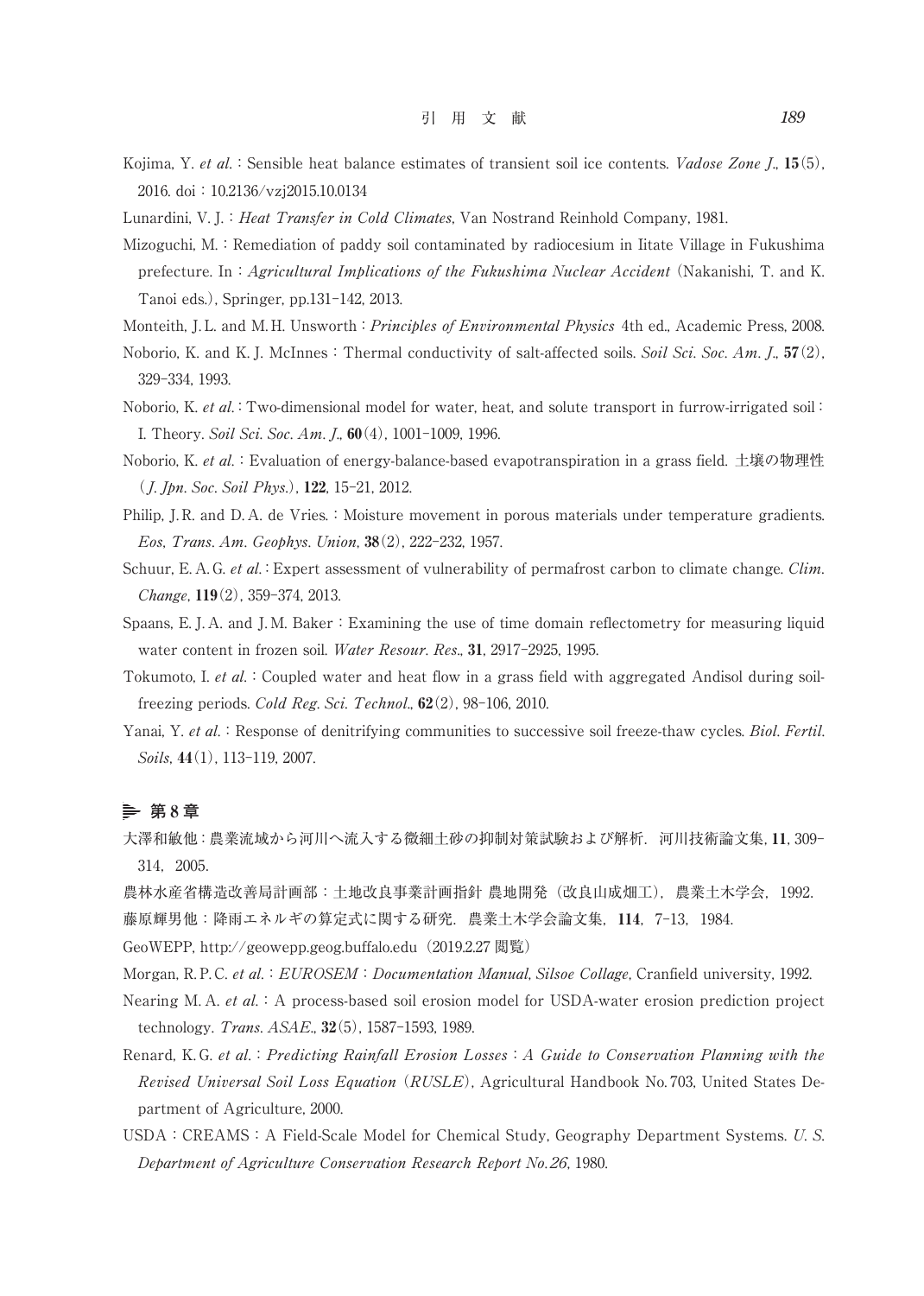Kojima, Y. *et al.*：Sensible heat balance estimates of transient soil ice contents. *Vadose Zone J.*, **15**(5), 2016. doi：10.2136/vzj2015.10.0134

Lunardini, V. J.：*Heat Transfer in Cold Climates*, Van Nostrand Reinhold Company, 1981.

Mizoguchi, M.：Remediation of paddy soil contaminated by radiocesium in Iitate Village in Fukushima prefecture. In：*Agricultural Implications of the Fukushima Nuclear Accident* (Nakanishi, T. and K. Tanoi eds.), Springer, pp.131–142, 2013.

Monteith, J. L. and M. H. Unsworth：*Principles of Environmental Physics* 4th ed., Academic Press, 2008.

Noborio, K. and K. J. McInnes：Thermal conductivity of salt-affected soils. *Soil Sci. Soc. Am. J.*, **57**(2), 329–334, 1993.

Noborio, K. *et al.*：Two-dimensional model for water, heat, and solute transport in furrow-irrigated soil：I. Theory. *Soil Sci. Soc. Am. J.*, **60**(4), 1001–1009, 1996.

Noborio, K. *et al.*：Evaluation of energy-balance-based evapotranspiration in a grass field. 土壌の物理性 (*J. Jpn. Soc. Soil Phys.*), **122**, 15–21, 2012.

Philip, J. R. and D. A. de Vries.：Moisture movement in porous materials under temperature gradients. *Eos, Trans. Am. Geophys. Union*, **38**(2), 222–232, 1957.

Schuur, E. A. G. *et al.*：Expert assessment of vulnerability of permafrost carbon to climate change. *Clim. Change*, **119**(2), 359–374, 2013.

Spaans, E. J. A. and J. M. Baker：Examining the use of time domain reflectometry for measuring liquid water content in frozen soil. *Water Resour. Res.*, **31**, 2917–2925, 1995.

Tokumoto, I. *et al.*：Coupled water and heat flow in a grass field with aggregated Andisol during soil-freezing periods. *Cold Reg. Sci. Technol.*, **62**(2), 98–106, 2010.

Yanai, Y. *et al.*：Response of denitrifying communities to successive soil freeze-thaw cycles. *Biol. Fertil. Soils*, **44**(1), 113–119, 2007.

## 第8章

大澤和敏他：農業流域から河川へ流入する微細土砂の抑制対策試験および解析．河川技術論文集, **11**, 309–314, 2005.

農林水産省構造改善局計画部：土地改良事業計画指針 農地開発（改良山成畑工），農業土木学会，1992.

藤原輝男他：降雨エネルギの算定式に関する研究．農業土木学会論文集，**114**，7–13，1984.

GeoWEPP, http://geowepp.geog.buffalo.edu（2019.2.27 閲覧）

Morgan, R. P. C. *et al.*：*EUROSEM：Documentation Manual, Silsoe Collage*, Cranfield university, 1992.

Nearing M. A. *et al.*：A process-based soil erosion model for USDA-water erosion prediction project technology. *Trans. ASAE.*, **32**(5), 1587–1593, 1989.

Renard, K. G. *et al.*：*Predicting Rainfall Erosion Losses：A Guide to Conservation Planning with the Revised Universal Soil Loss Equation (RUSLE)*, Agricultural Handbook No. 703, United States Department of Agriculture, 2000.

USDA：CREAMS：A Field-Scale Model for Chemical Study, Geography Department Systems. *U. S. Department of Agriculture Conservation Research Report No. 26*, 1980.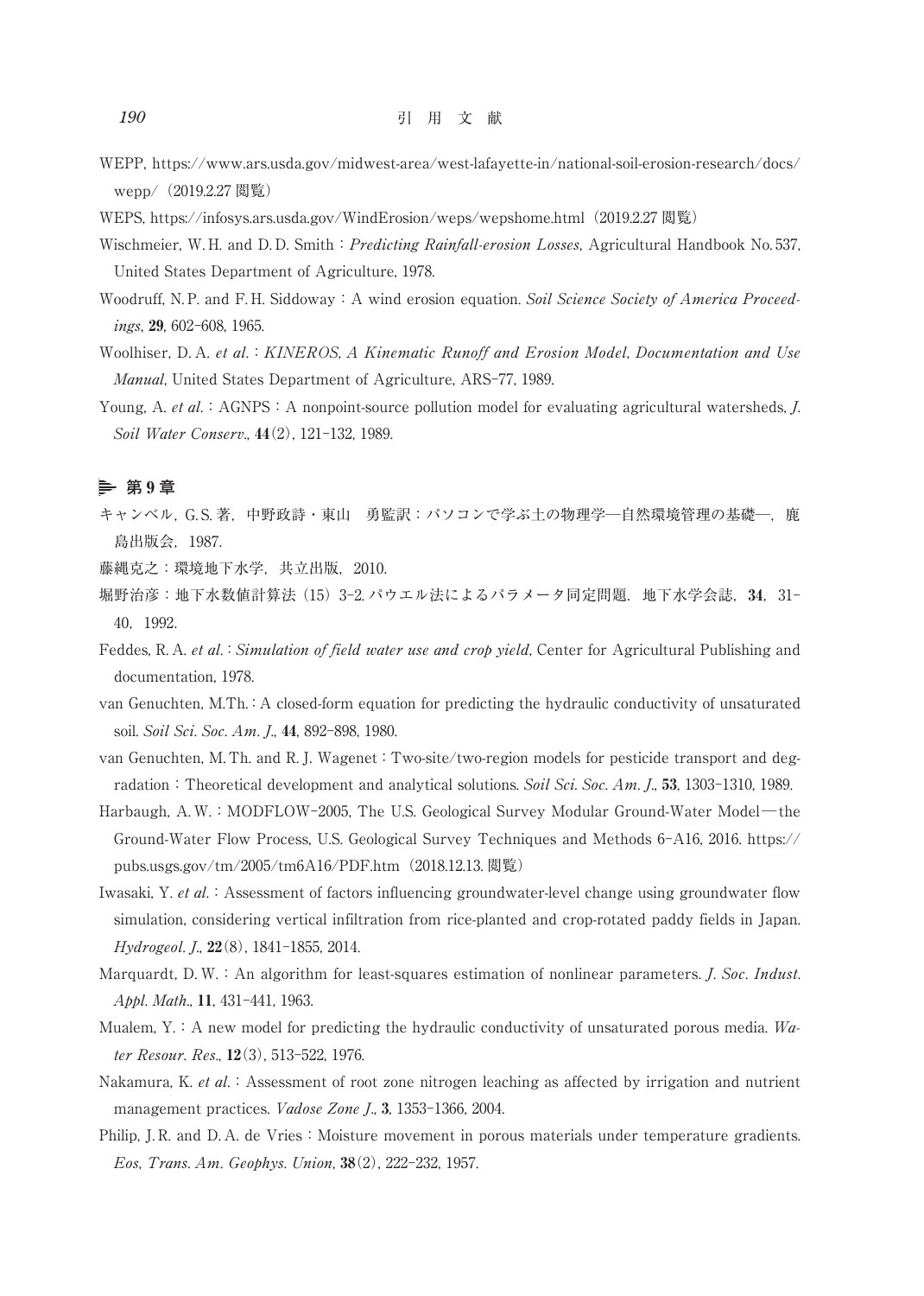WEPP, https://www.ars.usda.gov/midwest-area/west-lafayette-in/national-soil-erosion-research/docs/wepp/（2019.2.27 閲覧）

WEPS, https://infosys.ars.usda.gov/WindErosion/weps/wepshome.html（2019.2.27 閲覧）

Wischmeier, W. H. and D. D. Smith：*Predicting Rainfall-erosion Losses*, Agricultural Handbook No. 537, United States Department of Agriculture, 1978.

Woodruff, N. P. and F. H. Siddoway：A wind erosion equation. *Soil Science Society of America Proceedings*, **29**, 602–608, 1965.

Woolhiser, D. A. *et al.*：*KINEROS, A Kinematic Runoff and Erosion Model, Documentation and Use Manual*, United States Department of Agriculture, ARS-77, 1989.

Young, A. *et al.*：AGNPS：A nonpoint-source pollution model for evaluating agricultural watersheds, *J. Soil Water Conserv.*, **44**(2), 121–132, 1989.

## 第 9 章

キャンベル，G. S. 著，中野政詩・東山　勇監訳：パソコンで学ぶ土の物理学—自然環境管理の基礎—，鹿島出版会，1987.

藤縄克之：環境地下水学，共立出版，2010.

堀野治彦：地下水数値計算法（15）3-2. パウエル法によるパラメータ同定問題．地下水学会誌，**34**，31–40，1992.

Feddes, R. A. *et al.*：*Simulation of field water use and crop yield*, Center for Agricultural Publishing and documentation, 1978.

van Genuchten, M.Th.：A closed-form equation for predicting the hydraulic conductivity of unsaturated soil. *Soil Sci. Soc. Am. J.*, **44**, 892–898, 1980.

van Genuchten, M. Th. and R. J. Wagenet：Two-site/two-region models for pesticide transport and degradation：Theoretical development and analytical solutions. *Soil Sci. Soc. Am. J.*, **53**, 1303–1310, 1989.

Harbaugh, A. W.：MODFLOW-2005, The U.S. Geological Survey Modular Ground-Water Model—the Ground-Water Flow Process, U.S. Geological Survey Techniques and Methods 6-A16, 2016. https://pubs.usgs.gov/tm/2005/tm6A16/PDF.htm（2018.12.13. 閲覧）

Iwasaki, Y. *et al.*：Assessment of factors influencing groundwater-level change using groundwater flow simulation, considering vertical infiltration from rice-planted and crop-rotated paddy fields in Japan. *Hydrogeol. J.*, **22**(8), 1841–1855, 2014.

Marquardt, D. W.：An algorithm for least-squares estimation of nonlinear parameters. *J. Soc. Indust. Appl. Math.*, **11**, 431–441, 1963.

Mualem, Y.：A new model for predicting the hydraulic conductivity of unsaturated porous media. *Water Resour. Res.*, **12**(3), 513–522, 1976.

Nakamura, K. *et al.*：Assessment of root zone nitrogen leaching as affected by irrigation and nutrient management practices. *Vadose Zone J.*, **3**, 1353–1366, 2004.

Philip, J. R. and D. A. de Vries：Moisture movement in porous materials under temperature gradients. *Eos, Trans. Am. Geophys. Union*, **38**(2), 222–232, 1957.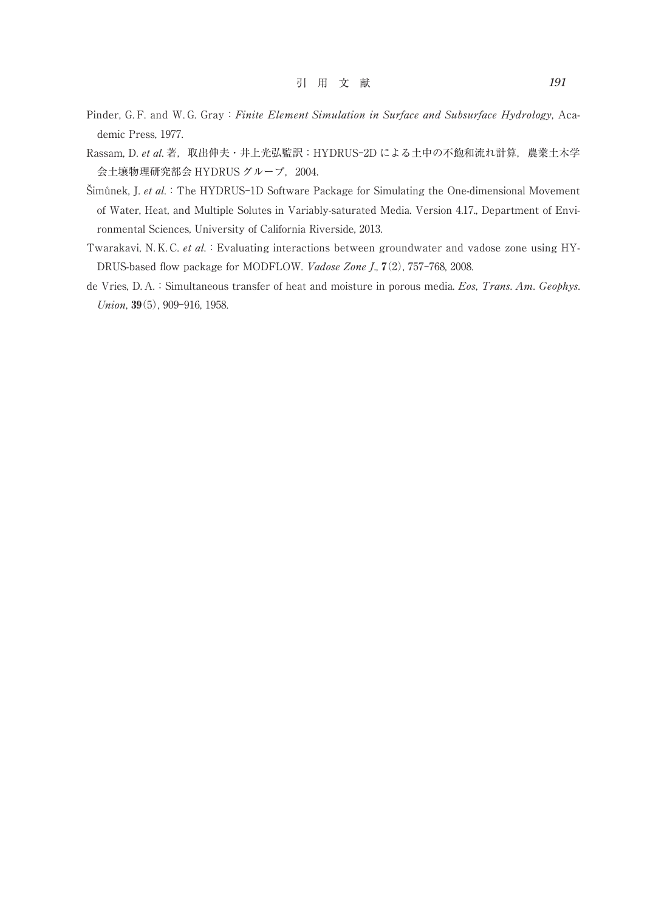Pinder, G. F. and W. G. Gray : *Finite Element Simulation in Surface and Subsurface Hydrology*, Academic Press, 1977.

Rassam, D. *et al.* 著，取出伸夫・井上光弘監訳：HYDRUS-2D による土中の不飽和流れ計算，農業土木学会土壌物理研究部会 HYDRUS グループ，2004.

Šimůnek, J. *et al.* : The HYDRUS-1D Software Package for Simulating the One-dimensional Movement of Water, Heat, and Multiple Solutes in Variably-saturated Media. Version 4.17., Department of Environmental Sciences, University of California Riverside, 2013.

Twarakavi, N. K. C. *et al.* : Evaluating interactions between groundwater and vadose zone using HYDRUS-based flow package for MODFLOW. *Vadose Zone J.*, **7**(2), 757-768, 2008.

de Vries, D. A. : Simultaneous transfer of heat and moisture in porous media. *Eos, Trans. Am. Geophys. Union*, **39**(5), 909-916, 1958.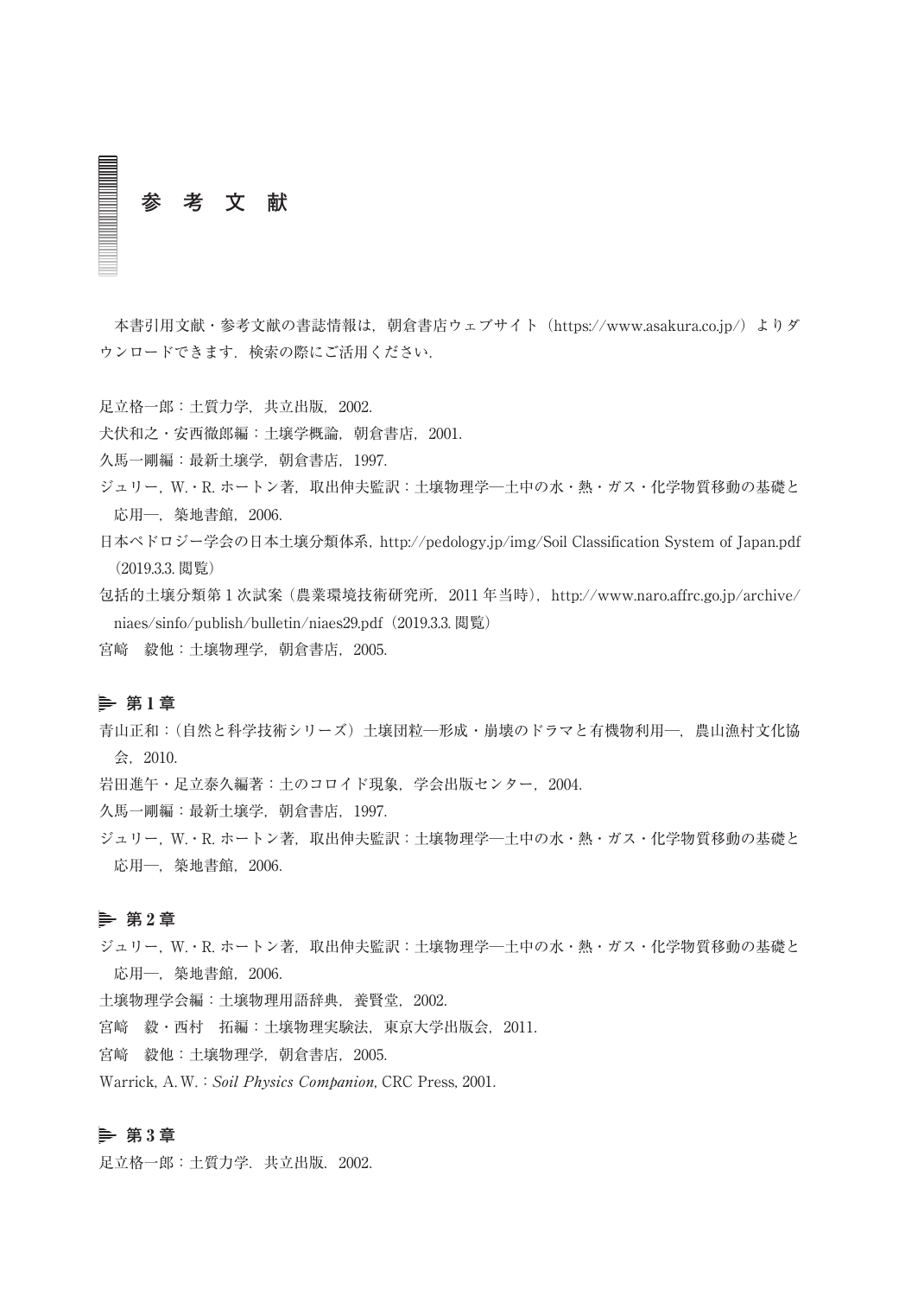# 参考文献

本書引用文献・参考文献の書誌情報は，朝倉書店ウェブサイト（https://www.asakura.co.jp/）よりダウンロードできます．検索の際にご活用ください．

足立格一郎：土質力学，共立出版，2002.

犬伏和之・安西徹郎編：土壌学概論，朝倉書店，2001.

久馬一剛編：最新土壌学，朝倉書店，1997.

ジュリー，W.・R. ホートン著，取出伸夫監訳：土壌物理学―土中の水・熱・ガス・化学物質移動の基礎と応用―，築地書館，2006.

日本ペドロジー学会の日本土壌分類体系，http://pedology.jp/img/Soil Classification System of Japan.pdf（2019.3.3. 閲覧）

包括的土壌分類第 1 次試案（農業環境技術研究所，2011 年当時），http://www.naro.affrc.go.jp/archive/niaes/sinfo/publish/bulletin/niaes29.pdf（2019.3.3. 閲覧）

宮﨑　毅他：土壌物理学，朝倉書店，2005.

## 第 1 章

青山正和：（自然と科学技術シリーズ）土壌団粒―形成・崩壊のドラマと有機物利用―，農山漁村文化協会，2010.

岩田進午・足立泰久編著：土のコロイド現象，学会出版センター，2004.

久馬一剛編：最新土壌学，朝倉書店，1997.

ジュリー，W.・R. ホートン著，取出伸夫監訳：土壌物理学―土中の水・熱・ガス・化学物質移動の基礎と応用―，築地書館，2006.

## 第 2 章

ジュリー，W.・R. ホートン著，取出伸夫監訳：土壌物理学―土中の水・熱・ガス・化学物質移動の基礎と応用―，築地書館，2006.

土壌物理学会編：土壌物理用語辞典，養賢堂，2002.

宮﨑　毅・西村　拓編：土壌物理実験法，東京大学出版会，2011.

宮﨑　毅他：土壌物理学，朝倉書店，2005.

Warrick, A. W.：*Soil Physics Companion*, CRC Press, 2001.

## 第 3 章

足立格一郎：土質力学．共立出版．2002.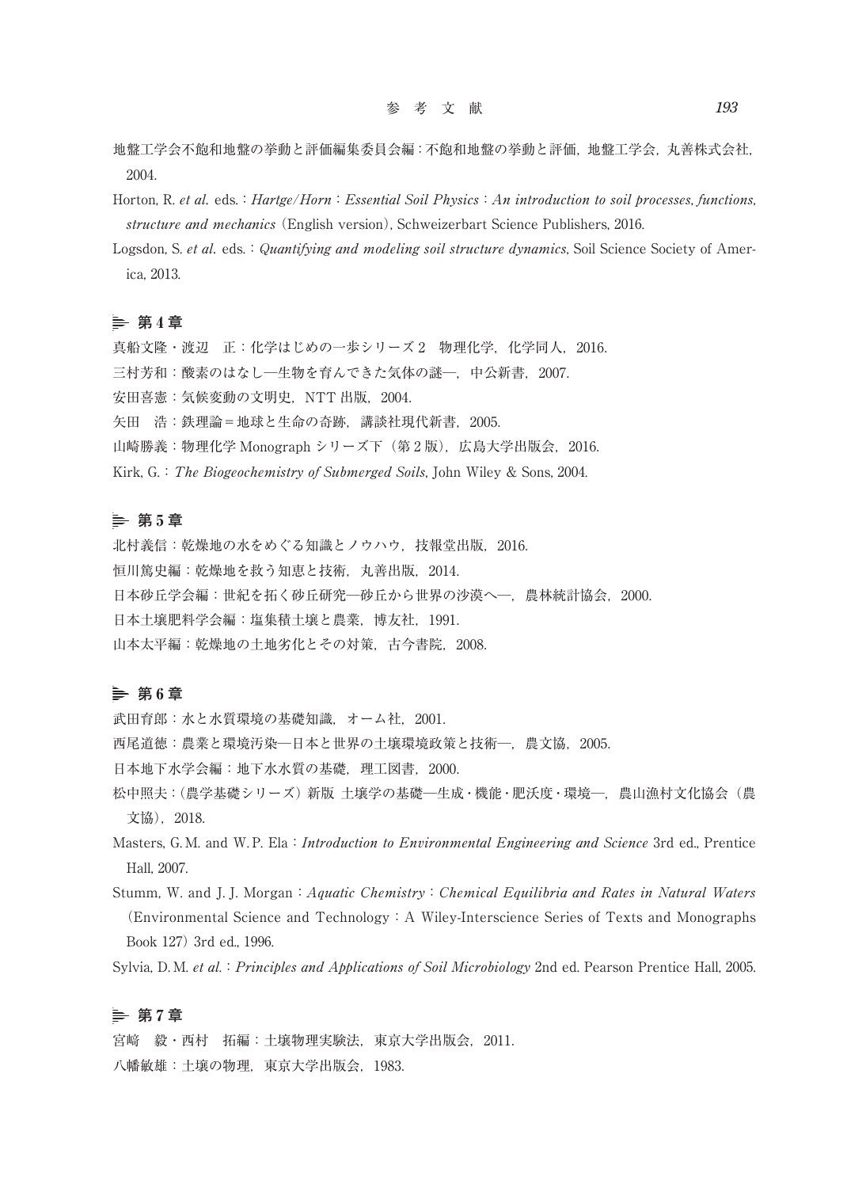地盤工学会不飽和地盤の挙動と評価編集委員会編：不飽和地盤の挙動と評価，地盤工学会，丸善株式会社，2004.

Horton, R. *et al*. eds.：*Hartge/Horn*：*Essential Soil Physics*：*An introduction to soil processes, functions, structure and mechanics*（English version）, Schweizerbart Science Publishers, 2016.

Logsdon, S. *et al*. eds.：*Quantifying and modeling soil structure dynamics*, Soil Science Society of America, 2013.

## 第 4 章

真船文隆・渡辺　正：化学はじめの一歩シリーズ 2　物理化学，化学同人，2016.

三村芳和：酸素のはなし―生物を育んできた気体の謎―，中公新書，2007.

安田喜憲：気候変動の文明史，NTT 出版，2004.

矢田　浩：鉄理論＝地球と生命の奇跡，講談社現代新書，2005.

山崎勝義：物理化学 Monograph シリーズ下（第 2 版），広島大学出版会，2016.

Kirk, G.：*The Biogeochemistry of Submerged Soils*, John Wiley & Sons, 2004.

## 第 5 章

北村義信：乾燥地の水をめぐる知識とノウハウ，技報堂出版，2016.

恒川篤史編：乾燥地を救う知恵と技術，丸善出版，2014.

日本砂丘学会編：世紀を拓く砂丘研究―砂丘から世界の沙漠へ―，農林統計協会，2000.

日本土壌肥料学会編：塩集積土壌と農業，博友社，1991.

山本太平編：乾燥地の土地劣化とその対策，古今書院，2008.

## 第 6 章

武田育郎：水と水質環境の基礎知識，オーム社，2001.

西尾道徳：農業と環境汚染―日本と世界の土壌環境政策と技術―，農文協，2005.

日本地下水学会編：地下水水質の基礎，理工図書，2000.

松中照夫：（農学基礎シリーズ）新版 土壌学の基礎―生成・機能・肥沃度・環境―，農山漁村文化協会（農文協），2018.

Masters, G. M. and W. P. Ela：*Introduction to Environmental Engineering and Science* 3rd ed., Prentice Hall, 2007.

Stumm, W. and J. J. Morgan：*Aquatic Chemistry*：*Chemical Equilibria and Rates in Natural Waters*（Environmental Science and Technology：A Wiley-Interscience Series of Texts and Monographs Book 127）3rd ed., 1996.

Sylvia, D. M. *et al*.：*Principles and Applications of Soil Microbiology* 2nd ed. Pearson Prentice Hall, 2005.

## 第 7 章

宮﨑　毅・西村　拓編：土壌物理実験法，東京大学出版会，2011.

八幡敏雄：土壌の物理，東京大学出版会，1983.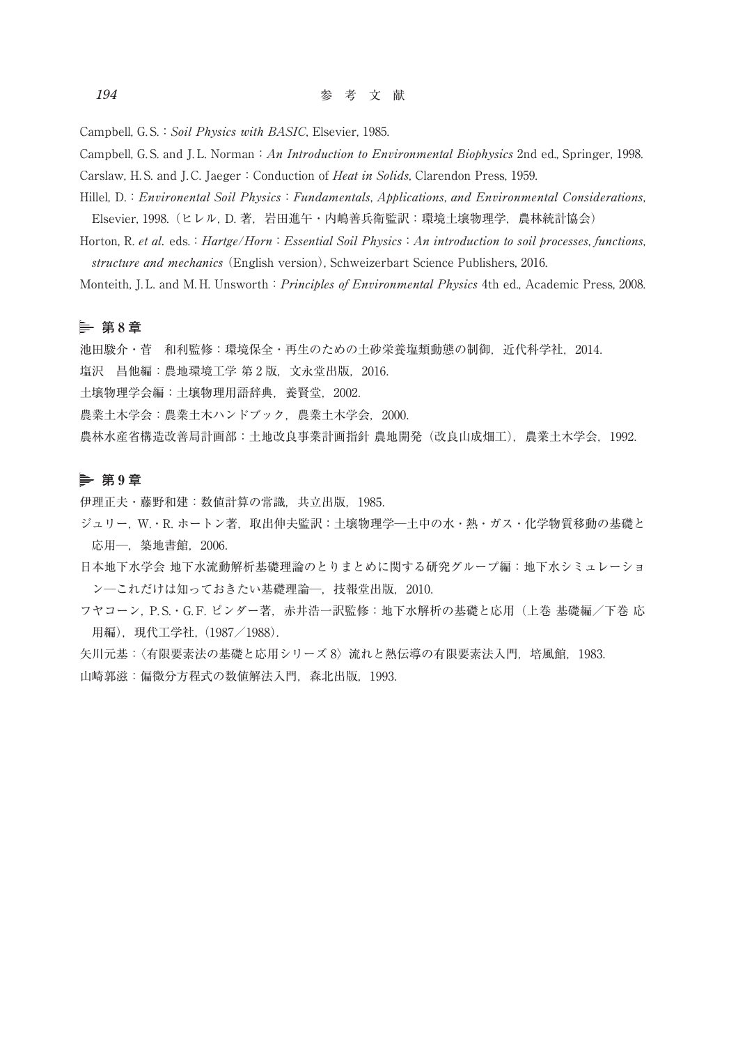Campbell, G.S.：*Soil Physics with BASIC*, Elsevier, 1985.

Campbell, G.S. and J.L. Norman：*An Introduction to Environmental Biophysics* 2nd ed., Springer, 1998.

Carslaw, H.S. and J.C. Jaeger：Conduction of *Heat in Solids*, Clarendon Press, 1959.

Hillel, D.：*Environental Soil Physics：Fundamentals, Applications, and Environmental Considerations*, Elsevier, 1998.（ヒレル, D. 著，岩田進午・内嶋善兵衛監訳：環境土壌物理学，農林統計協会）

Horton, R. *et al.* eds.：*Hartge/Horn：Essential Soil Physics：An introduction to soil processes, functions, structure and mechanics*（English version）, Schweizerbart Science Publishers, 2016.

Monteith, J.L. and M.H. Unsworth：*Principles of Environmental Physics* 4th ed., Academic Press, 2008.

## 第 8 章

池田駿介・菅　和利監修：環境保全・再生のための土砂栄養塩類動態の制御，近代科学社，2014.

塩沢　昌他編：農地環境工学 第 2 版，文永堂出版，2016.

土壌物理学会編：土壌物理用語辞典，養賢堂，2002.

農業土木学会：農業土木ハンドブック，農業土木学会，2000.

農林水産省構造改善局計画部：土地改良事業計画指針 農地開発（改良山成畑工），農業土木学会，1992.

## 第 9 章

伊理正夫・藤野和建：数値計算の常識，共立出版，1985.

ジュリー，W.・R. ホートン著，取出伸夫監訳：土壌物理学―土中の水・熱・ガス・化学物質移動の基礎と応用―，築地書館，2006.

日本地下水学会 地下水流動解析基礎理論のとりまとめに関する研究グループ編：地下水シミュレーション―これだけは知っておきたい基礎理論―，技報堂出版，2010.

フヤコーン，P.S.・G.F. ピンダー著，赤井浩一訳監修：地下水解析の基礎と応用（上巻 基礎編／下巻 応用編），現代工学社，(1987／1988).

矢川元基：〈有限要素法の基礎と応用シリーズ 8〉流れと熱伝導の有限要素法入門，培風館，1983.

山崎郭滋：偏微分方程式の数値解法入門，森北出版，1993.